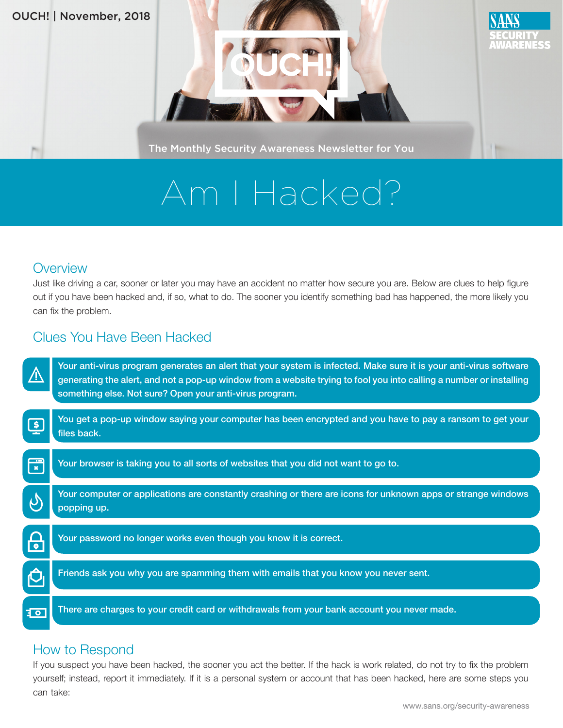# Am I Hacked?

## Overview

Just like driving a car, sooner or later you may have an accident no matter how secure you are. Below are clues to help figure out if you have been hacked and, if so, what to do. The sooner you identify something bad has happened, the more likely you can fix the problem.

## Clues You Have Been Hacked

- **Your anti-virus program generates an alert that your system is infected. Make sure it is your anti-virus software generating the alert, and not a pop-up window from a website trying to fool you into calling a number or installing something else. Not sure? Open your anti-virus program.**
- **You get a pop-up window saying your computer has been encrypted and you have to pay a ransom to get your files back.**
- **Your browser is taking you to all sorts of websites that you did not want to go to.**
- **Your computer or applications are constantly crashing or there are icons for unknown apps or strange windows popping up.**
- **Your password no longer works even though you know it is correct.**
- **Friends ask you why you are spamming them with emails that you know you never sent.**
- **There are charges to your credit card or withdrawals from your bank account you never made.**

## How to Respond

If you suspect you have been hacked, the sooner you act the better. If the hack is work related, do not try to fix the problem yourself; instead, report it immediately. If it is a personal system or account that has been hacked, here are some steps you can take: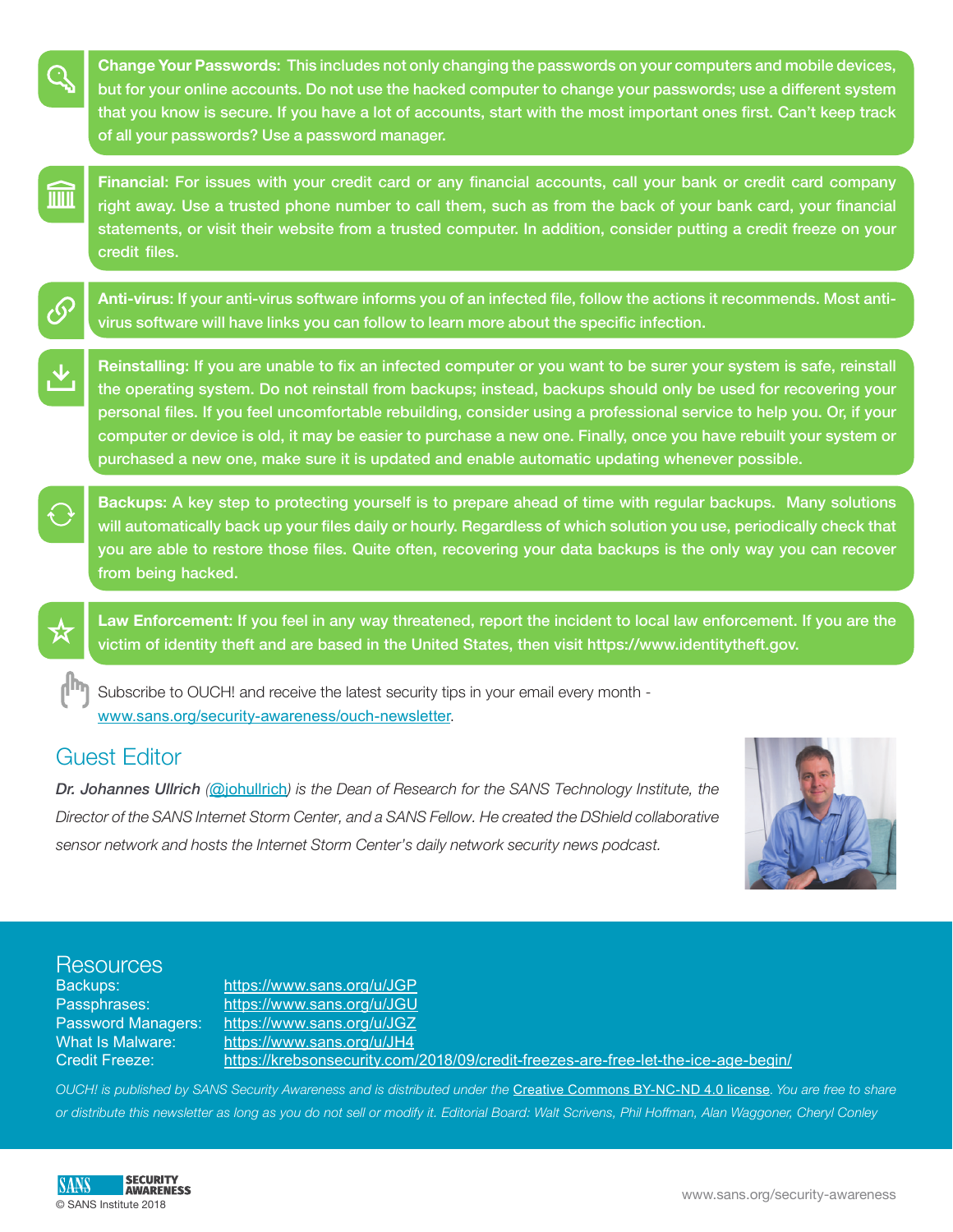**Change Your Passwords:** This includes not only changing the passwords on your computers and mobile devices, but for your online accounts. Do not use the hacked computer to change your passwords; use a different system that you know is secure. If you have a lot of accounts, start with the most important ones first. Can't keep track of all your passwords? Use a password manager.

**Financial:** For issues with your credit card or any financial accounts, call your bank or credit card company right away. Use a trusted phone number to call them, such as from the back of your bank card, your financial statements, or visit their website from a trusted computer. In addition, consider putting a credit freeze on your credit files.

**Anti-virus:** If your anti-virus software informs you of an infected file, follow the actions it recommends. Most anti-virus software will have links you can follow to learn more about the specific infection.

**Reinstalling:** If you are unable to fix an infected computer or you want to be surer your system is safe, reinstall the operating system. Do not reinstall from backups; instead, backups should only be used for recovering your personal files. If you feel uncomfortable rebuilding, consider using a professional service to help you. Or, if your computer or device is old, it may be easier to purchase a new one. Finally, once you have rebuilt your system or purchased a new one, make sure it is updated and enable automatic updating whenever possible.

**Backups:** A key step to protecting yourself is to prepare ahead of time with regular backups. Many solutions will automatically back up your files daily or hourly. Regardless of which solution you use, periodically check that you are able to restore those files. Quite often, recovering your data backups is the only way you can recover from being hacked.

**Law Enforcement:** If you feel in any way threatened, report the incident to local law enforcement. If you are the victim of identity theft and are based in the United States, then visit https://www.identitytheft.gov.

Subscribe to OUCH! and receive the latest security tips in your email every month - www.sans.org/security-awareness/ouch-newsletter.

## Guest Editor

***Dr. Johannes Ullrich*** *(@johullrich) is the Dean of Research for the SANS Technology Institute, the Director of the SANS Internet Storm Center, and a SANS Fellow. He created the DShield collaborative sensor network and hosts the Internet Storm Center's daily network security news podcast.*

## Resources

| | |
|---|---|
| Backups: | https://www.sans.org/u/JGP |
| Passphrases: | https://www.sans.org/u/JGU |
| Password Managers: | https://www.sans.org/u/JGZ |
| What Is Malware: | https://www.sans.org/u/JH4 |
| Credit Freeze: | https://krebsonsecurity.com/2018/09/credit-freezes-are-free-let-the-ice-age-begin/ |

*OUCH! is published by SANS Security Awareness and is distributed under the Creative Commons BY-NC-ND 4.0 license. You are free to share or distribute this newsletter as long as you do not sell or modify it. Editorial Board: Walt Scrivens, Phil Hoffman, Alan Waggoner, Cheryl Conley*

SANS SECURITY AWARENESS
© SANS Institute 2018

www.sans.org/security-awareness